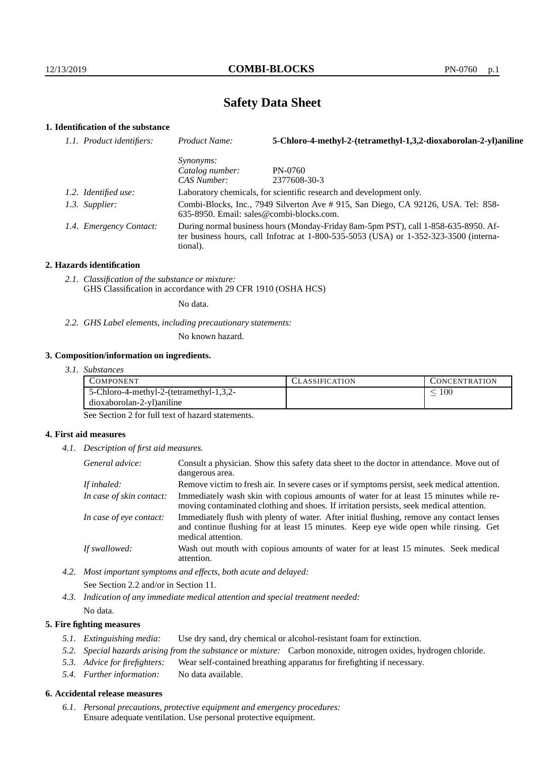# Safety Data Sheet

## 1. Identification of the substance

*1.1. Product identifiers:*
- *Product Name:* **5-Chloro-4-methyl-2-(tetramethyl-1,3,2-dioxaborolan-2-yl)aniline**
- *Synonyms:*
- *Catalog number:* PN-0760
- *CAS Number:* 2377608-30-3

*1.2. Identified use:* Laboratory chemicals, for scientific research and development only.

*1.3. Supplier:* Combi-Blocks, Inc., 7949 Silverton Ave # 915, San Diego, CA 92126, USA. Tel: 858-635-8950. Email: sales@combi-blocks.com.

*1.4. Emergency Contact:* During normal business hours (Monday-Friday 8am-5pm PST), call 1-858-635-8950. After business hours, call Infotrac at 1-800-535-5053 (USA) or 1-352-323-3500 (international).

## 2. Hazards identification

*2.1. Classification of the substance or mixture:*
GHS Classification in accordance with 29 CFR 1910 (OSHA HCS)

No data.

*2.2. GHS Label elements, including precautionary statements:*

No known hazard.

## 3. Composition/information on ingredients.

*3.1. Substances*

| COMPONENT | CLASSIFICATION | CONCENTRATION |
|---|---|---|
| 5-Chloro-4-methyl-2-(tetramethyl-1,3,2-dioxaborolan-2-yl)aniline | | $\leq 100$ |

See Section 2 for full text of hazard statements.

## 4. First aid measures

*4.1. Description of first aid measures.*

- *General advice:* Consult a physician. Show this safety data sheet to the doctor in attendance. Move out of dangerous area.
- *If inhaled:* Remove victim to fresh air. In severe cases or if symptoms persist, seek medical attention.
- *In case of skin contact:* Immediately wash skin with copious amounts of water for at least 15 minutes while removing contaminated clothing and shoes. If irritation persists, seek medical attention.
- *In case of eye contact:* Immediately flush with plenty of water. After initial flushing, remove any contact lenses and continue flushing for at least 15 minutes. Keep eye wide open while rinsing. Get medical attention.
- *If swallowed:* Wash out mouth with copious amounts of water for at least 15 minutes. Seek medical attention.

*4.2. Most important symptoms and effects, both acute and delayed:*

See Section 2.2 and/or in Section 11.

*4.3. Indication of any immediate medical attention and special treatment needed:*

No data.

## 5. Fire fighting measures

*5.1. Extinguishing media:* Use dry sand, dry chemical or alcohol-resistant foam for extinction.

*5.2. Special hazards arising from the substance or mixture:* Carbon monoxide, nitrogen oxides, hydrogen chloride.

*5.3. Advice for firefighters:* Wear self-contained breathing apparatus for firefighting if necessary.

*5.4. Further information:* No data available.

## 6. Accidental release measures

*6.1. Personal precautions, protective equipment and emergency procedures:*
Ensure adequate ventilation. Use personal protective equipment.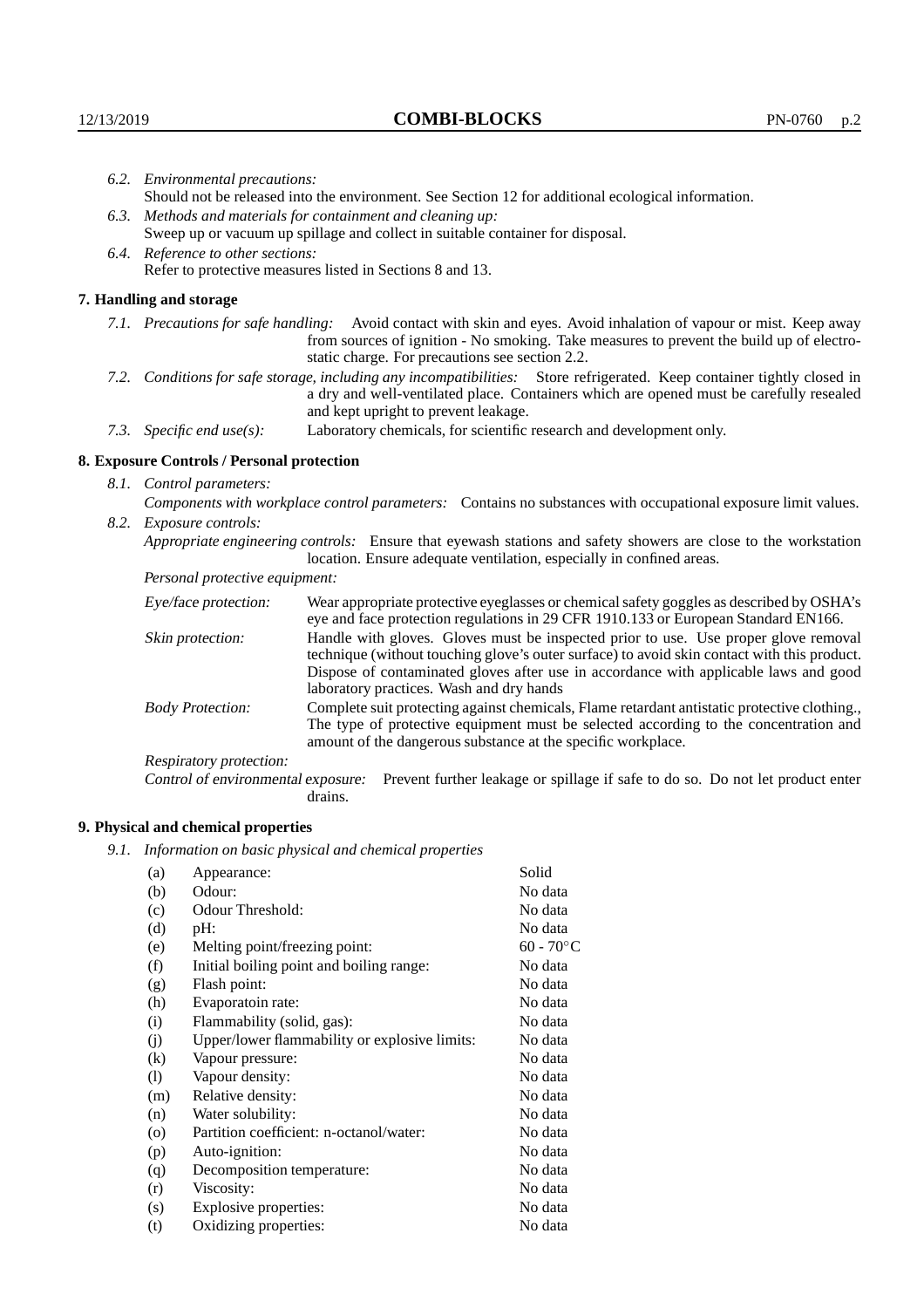6.2. *Environmental precautions:*
Should not be released into the environment. See Section 12 for additional ecological information.

6.3. *Methods and materials for containment and cleaning up:*
Sweep up or vacuum up spillage and collect in suitable container for disposal.

6.4. *Reference to other sections:*
Refer to protective measures listed in Sections 8 and 13.

## 7. Handling and storage

7.1. *Precautions for safe handling:* Avoid contact with skin and eyes. Avoid inhalation of vapour or mist. Keep away from sources of ignition - No smoking. Take measures to prevent the build up of electrostatic charge. For precautions see section 2.2.

7.2. *Conditions for safe storage, including any incompatibilities:* Store refrigerated. Keep container tightly closed in a dry and well-ventilated place. Containers which are opened must be carefully resealed and kept upright to prevent leakage.

7.3. *Specific end use(s):* Laboratory chemicals, for scientific research and development only.

## 8. Exposure Controls / Personal protection

8.1. *Control parameters:*
*Components with workplace control parameters:* Contains no substances with occupational exposure limit values.

8.2. *Exposure controls:*
*Appropriate engineering controls:* Ensure that eyewash stations and safety showers are close to the workstation location. Ensure adequate ventilation, especially in confined areas.

*Personal protective equipment:*

*Eye/face protection:* Wear appropriate protective eyeglasses or chemical safety goggles as described by OSHA's eye and face protection regulations in 29 CFR 1910.133 or European Standard EN166.

*Skin protection:* Handle with gloves. Gloves must be inspected prior to use. Use proper glove removal technique (without touching glove's outer surface) to avoid skin contact with this product. Dispose of contaminated gloves after use in accordance with applicable laws and good laboratory practices. Wash and dry hands

*Body Protection:* Complete suit protecting against chemicals, Flame retardant antistatic protective clothing., The type of protective equipment must be selected according to the concentration and amount of the dangerous substance at the specific workplace.

*Respiratory protection:*

*Control of environmental exposure:* Prevent further leakage or spillage if safe to do so. Do not let product enter drains.

## 9. Physical and chemical properties

9.1. *Information on basic physical and chemical properties*

| | | |
|---|---|---|
| (a) | Appearance: | Solid |
| (b) | Odour: | No data |
| (c) | Odour Threshold: | No data |
| (d) | pH: | No data |
| (e) | Melting point/freezing point: | 60 - 70°C |
| (f) | Initial boiling point and boiling range: | No data |
| (g) | Flash point: | No data |
| (h) | Evaporatoin rate: | No data |
| (i) | Flammability (solid, gas): | No data |
| (j) | Upper/lower flammability or explosive limits: | No data |
| (k) | Vapour pressure: | No data |
| (l) | Vapour density: | No data |
| (m) | Relative density: | No data |
| (n) | Water solubility: | No data |
| (o) | Partition coefficient: n-octanol/water: | No data |
| (p) | Auto-ignition: | No data |
| (q) | Decomposition temperature: | No data |
| (r) | Viscosity: | No data |
| (s) | Explosive properties: | No data |
| (t) | Oxidizing properties: | No data |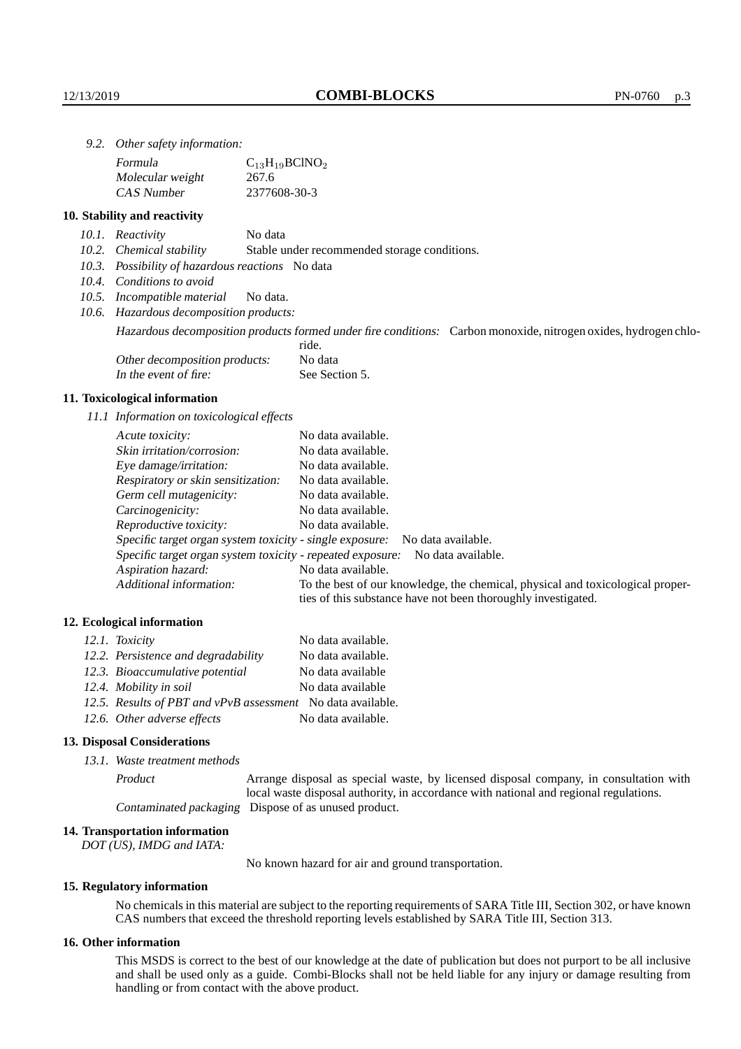*9.2. Other safety information:*

| | |
|---|---|
| *Formula* | $C_{13}H_{19}BClNO_2$ |
| *Molecular weight* | 267.6 |
| *CAS Number* | 2377608-30-3 |

## 10. Stability and reactivity

*10.1. Reactivity* No data

*10.2. Chemical stability* Stable under recommended storage conditions.

*10.3. Possibility of hazardous reactions* No data

*10.4. Conditions to avoid*

*10.5. Incompatible material* No data.

*10.6. Hazardous decomposition products:*

*Hazardous decomposition products formed under fire conditions:* Carbon monoxide, nitrogen oxides, hydrogen chloride.

| | |
|---|---|
| *Other decomposition products:* | No data |
| *In the event of fire:* | See Section 5. |

## 11. Toxicological information

*11.1 Information on toxicological effects*

| | |
|---|---|
| *Acute toxicity:* | No data available. |
| *Skin irritation/corrosion:* | No data available. |
| *Eye damage/irritation:* | No data available. |
| *Respiratory or skin sensitization:* | No data available. |
| *Germ cell mutagenicity:* | No data available. |
| *Carcinogenicity:* | No data available. |
| *Reproductive toxicity:* | No data available. |
| *Specific target organ system toxicity - single exposure:* | No data available. |
| *Specific target organ system toxicity - repeated exposure:* | No data available. |
| *Aspiration hazard:* | No data available. |
| *Additional information:* | To the best of our knowledge, the chemical, physical and toxicological properties of this substance have not been thoroughly investigated. |

## 12. Ecological information

| | |
|---|---|
| *12.1. Toxicity* | No data available. |
| *12.2. Persistence and degradability* | No data available. |
| *12.3. Bioaccumulative potential* | No data available |
| *12.4. Mobility in soil* | No data available |
| *12.5. Results of PBT and vPvB assessment* | No data available. |
| *12.6. Other adverse effects* | No data available. |

## 13. Disposal Considerations

*13.1. Waste treatment methods*

| | |
|---|---|
| *Product* | Arrange disposal as special waste, by licensed disposal company, in consultation with local waste disposal authority, in accordance with national and regional regulations. |
| *Contaminated packaging* | Dispose of as unused product. |

## 14. Transportation information

*DOT (US), IMDG and IATA:*

No known hazard for air and ground transportation.

## 15. Regulatory information

No chemicals in this material are subject to the reporting requirements of SARA Title III, Section 302, or have known CAS numbers that exceed the threshold reporting levels established by SARA Title III, Section 313.

## 16. Other information

This MSDS is correct to the best of our knowledge at the date of publication but does not purport to be all inclusive and shall be used only as a guide. Combi-Blocks shall not be held liable for any injury or damage resulting from handling or from contact with the above product.